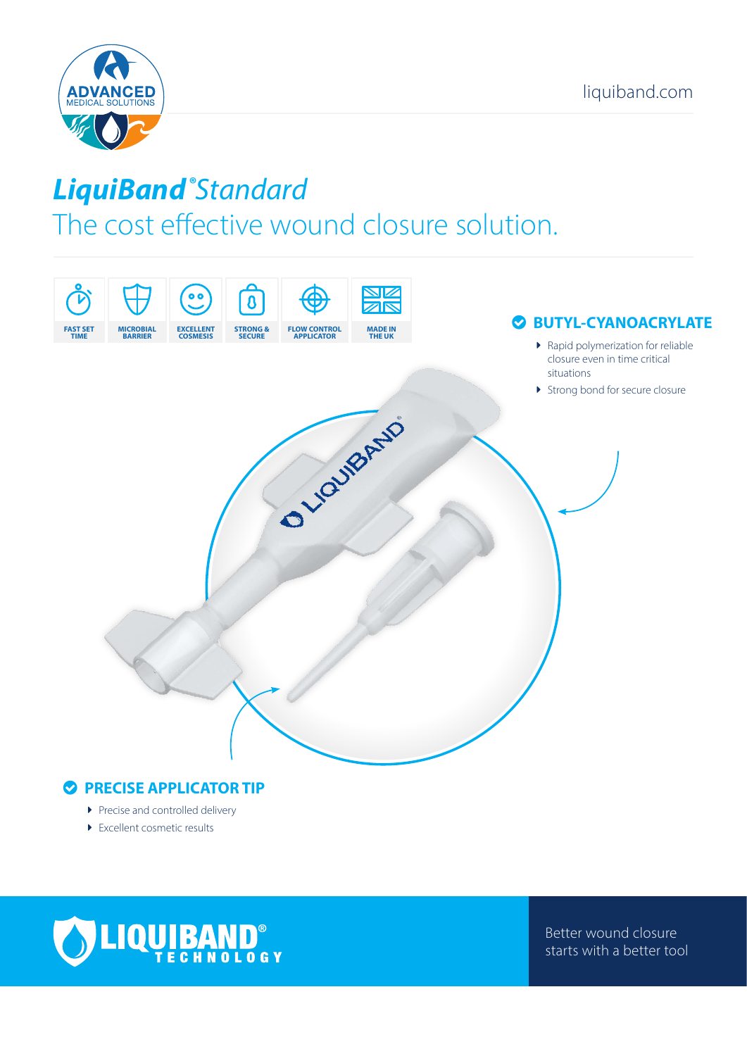ADVANCED MEDICAL SOLUTIONS

liquiband.com

# *LiquiBand® Standard*

## The cost effective wound closure solution.

FAST SET TIME | MICROBIAL BARRIER | EXCELLENT COSMESIS | STRONG & SECURE | FLOW CONTROL APPLICATOR | MADE IN THE UK

### BUTYL-CYANOACRYLATE

- Rapid polymerization for reliable closure even in time critical situations
- Strong bond for secure closure

### PRECISE APPLICATOR TIP

- Precise and controlled delivery
- Excellent cosmetic results

LIQUIBAND® TECHNOLOGY

Better wound closure starts with a better tool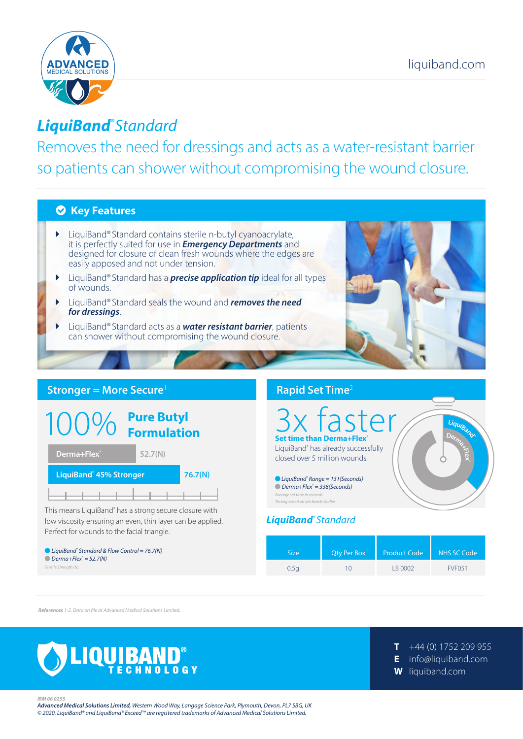liquiband.com

# ***LiquiBand®*** *Standard*

Removes the need for dressings and acts as a water-resistant barrier so patients can shower without compromising the wound closure.

## Key Features

- LiquiBand® Standard contains sterile n-butyl cyanoacrylate, it is perfectly suited for use in ***Emergency Departments*** and designed for closure of clean fresh wounds where the edges are easily apposed and not under tension.
- LiquiBand® Standard has a ***precise application tip*** ideal for all types of wounds.
- LiquiBand® Standard seals the wound and ***removes the need for dressings***.
- LiquiBand® Standard acts as a ***water resistant barrier***, patients can shower without compromising the wound closure.

## Stronger = More Secure[1]

100% **Pure Butyl Formulation**

Derma+Flex® 52.7(N)

LiquiBand® 45% Stronger 76.7(N)

This means LiquiBand® has a strong secure closure with low viscosity ensuring an even, thin layer can be applied. Perfect for wounds to the facial triangle.

*LiquiBand® Standard & Flow Control = 76.7(N)*
*Derma+Flex® = 52.7(N)*
*Tensile Strength (N)*

## Rapid Set Time[2]

3x faster

**Set time than Derma+Flex®**

LiquiBand® has already successfully closed over 5 million wounds.

*LiquiBand® Range = 131(Seconds)*
*Derma+Flex® = 338(Seconds)*
*Average set time in seconds*
*Testing based on lab bench studies*

LiquiBand®
Derma+Flex®

## ***LiquiBand®*** *Standard*

| Size | Qty Per Box | Product Code | NHS SC Code |
|---|---|---|---|
| 0.5g | 10 | LB 0002 | FVF051 |

***References*** *1-2. Data on file at Advanced Medical Solutions Limited.*

LIQUIBAND® TECHNOLOGY

**T** +44 (0) 1752 209 955
**E** info@liquiband.com
**W** liquiband.com

*IRM 06 0255*
***Advanced Medical Solutions Limited,*** *Western Wood Way, Langage Science Park, Plymouth, Devon, PL7 5BG, UK*
*© 2020. LiquiBand® and LiquiBand® Exceed™ are registered trademarks of Advanced Medical Solutions Limited.*